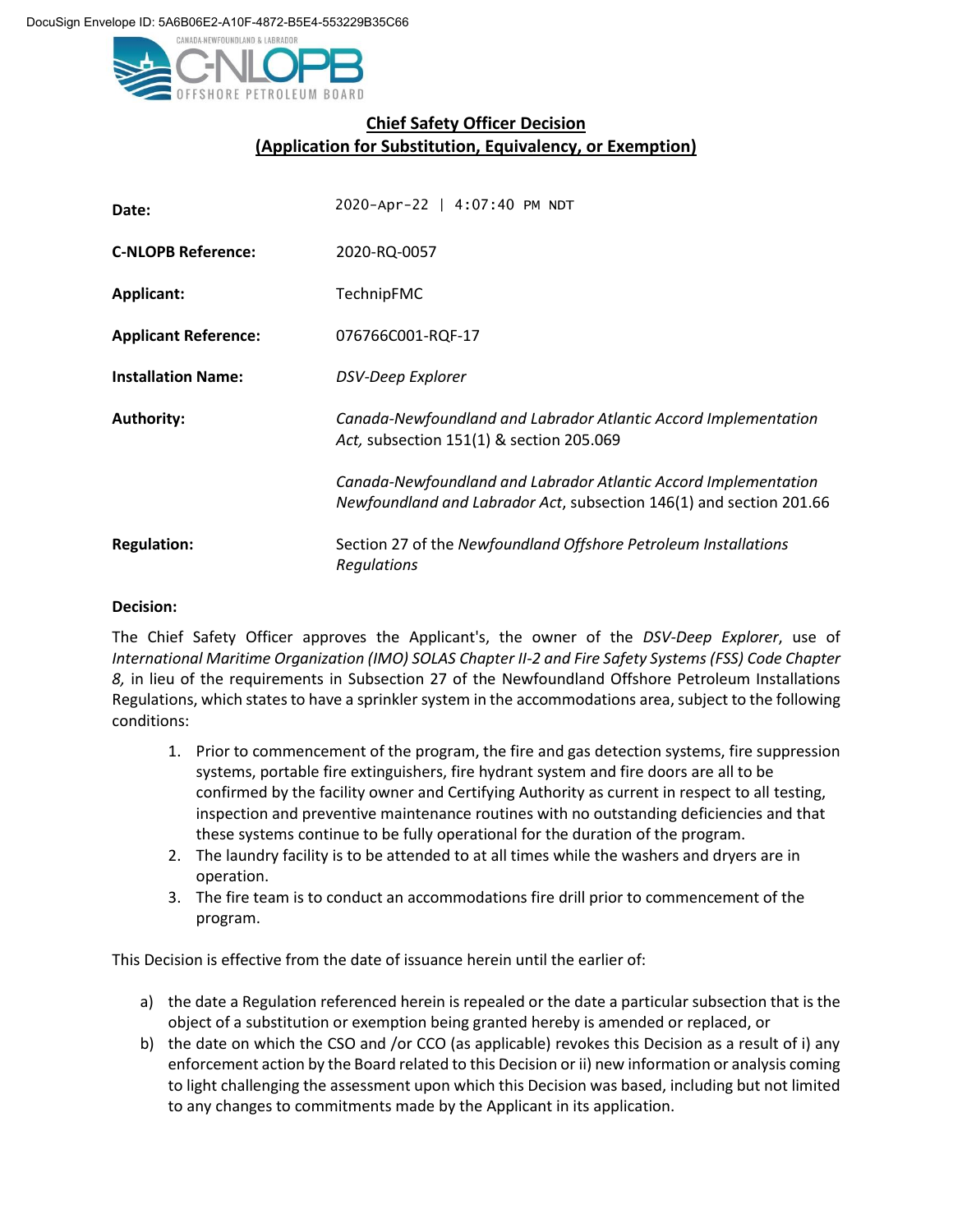DocuSign Envelope ID: 5A6B06E2-A10F-4872-B5E4-553229B35C66

CANADA-NEWFOUNDLAND & LABRADOR C-NLOPB OFFSHORE PETROLEUM BOARD

## Chief Safety Officer Decision
## (Application for Substitution, Equivalency, or Exemption)

| | |
|---|---|
| **Date:** | 2020-Apr-22 \| 4:07:40 PM NDT |
| **C-NLOPB Reference:** | 2020-RQ-0057 |
| **Applicant:** | TechnipFMC |
| **Applicant Reference:** | 076766C001-RQF-17 |
| **Installation Name:** | *DSV-Deep Explorer* |
| **Authority:** | *Canada-Newfoundland and Labrador Atlantic Accord Implementation Act,* subsection 151(1) & section 205.069<br><br>*Canada-Newfoundland and Labrador Atlantic Accord Implementation Newfoundland and Labrador Act*, subsection 146(1) and section 201.66 |
| **Regulation:** | Section 27 of the *Newfoundland Offshore Petroleum Installations Regulations* |

**Decision:**

The Chief Safety Officer approves the Applicant's, the owner of the *DSV-Deep Explorer*, use of *International Maritime Organization (IMO) SOLAS Chapter II-2 and Fire Safety Systems (FSS) Code Chapter 8,* in lieu of the requirements in Subsection 27 of the Newfoundland Offshore Petroleum Installations Regulations, which states to have a sprinkler system in the accommodations area, subject to the following conditions:

1. Prior to commencement of the program, the fire and gas detection systems, fire suppression systems, portable fire extinguishers, fire hydrant system and fire doors are all to be confirmed by the facility owner and Certifying Authority as current in respect to all testing, inspection and preventive maintenance routines with no outstanding deficiencies and that these systems continue to be fully operational for the duration of the program.
2. The laundry facility is to be attended to at all times while the washers and dryers are in operation.
3. The fire team is to conduct an accommodations fire drill prior to commencement of the program.

This Decision is effective from the date of issuance herein until the earlier of:

a) the date a Regulation referenced herein is repealed or the date a particular subsection that is the object of a substitution or exemption being granted hereby is amended or replaced, or
b) the date on which the CSO and /or CCO (as applicable) revokes this Decision as a result of i) any enforcement action by the Board related to this Decision or ii) new information or analysis coming to light challenging the assessment upon which this Decision was based, including but not limited to any changes to commitments made by the Applicant in its application.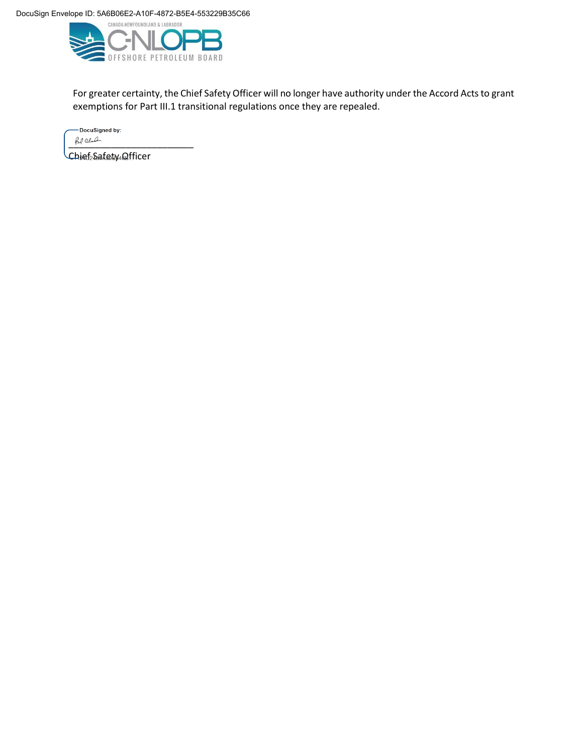For greater certainty, the Chief Safety Officer will no longer have authority under the Accord Acts to grant exemptions for Part III.1 transitional regulations once they are repealed.

DocuSigned by:

Chief Safety Officer